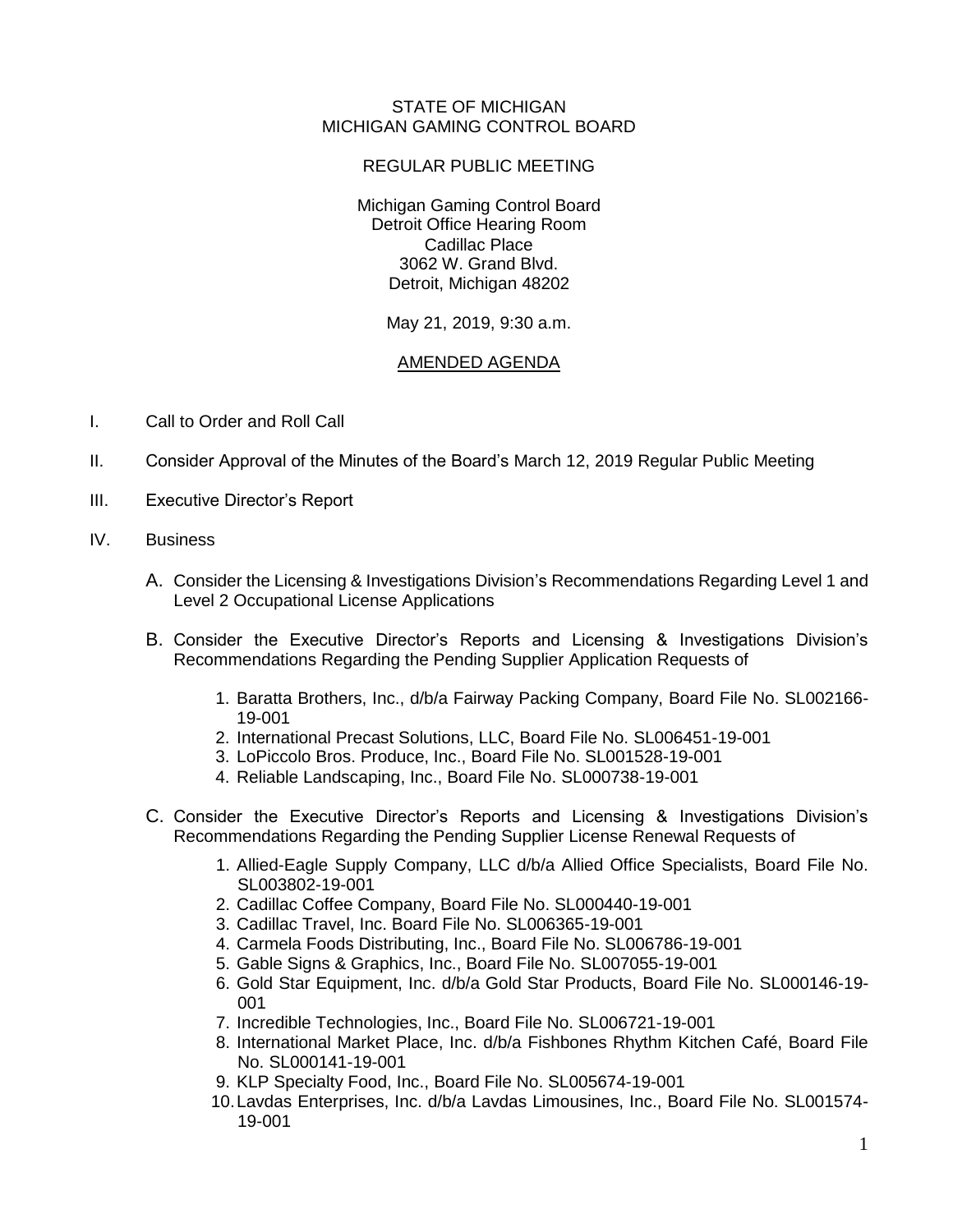STATE OF MICHIGAN
MICHIGAN GAMING CONTROL BOARD

REGULAR PUBLIC MEETING

Michigan Gaming Control Board
Detroit Office Hearing Room
Cadillac Place
3062 W. Grand Blvd.
Detroit, Michigan 48202

May 21, 2019, 9:30 a.m.

AMENDED AGENDA

I. Call to Order and Roll Call

II. Consider Approval of the Minutes of the Board's March 12, 2019 Regular Public Meeting

III. Executive Director's Report

IV. Business

A. Consider the Licensing & Investigations Division's Recommendations Regarding Level 1 and Level 2 Occupational License Applications

B. Consider the Executive Director's Reports and Licensing & Investigations Division's Recommendations Regarding the Pending Supplier Application Requests of

1. Baratta Brothers, Inc., d/b/a Fairway Packing Company, Board File No. SL002166-19-001
2. International Precast Solutions, LLC, Board File No. SL006451-19-001
3. LoPiccolo Bros. Produce, Inc., Board File No. SL001528-19-001
4. Reliable Landscaping, Inc., Board File No. SL000738-19-001

C. Consider the Executive Director's Reports and Licensing & Investigations Division's Recommendations Regarding the Pending Supplier License Renewal Requests of

1. Allied-Eagle Supply Company, LLC d/b/a Allied Office Specialists, Board File No. SL003802-19-001
2. Cadillac Coffee Company, Board File No. SL000440-19-001
3. Cadillac Travel, Inc. Board File No. SL006365-19-001
4. Carmela Foods Distributing, Inc., Board File No. SL006786-19-001
5. Gable Signs & Graphics, Inc., Board File No. SL007055-19-001
6. Gold Star Equipment, Inc. d/b/a Gold Star Products, Board File No. SL000146-19-001
7. Incredible Technologies, Inc., Board File No. SL006721-19-001
8. International Market Place, Inc. d/b/a Fishbones Rhythm Kitchen Café, Board File No. SL000141-19-001
9. KLP Specialty Food, Inc., Board File No. SL005674-19-001
10. Lavdas Enterprises, Inc. d/b/a Lavdas Limousines, Inc., Board File No. SL001574-19-001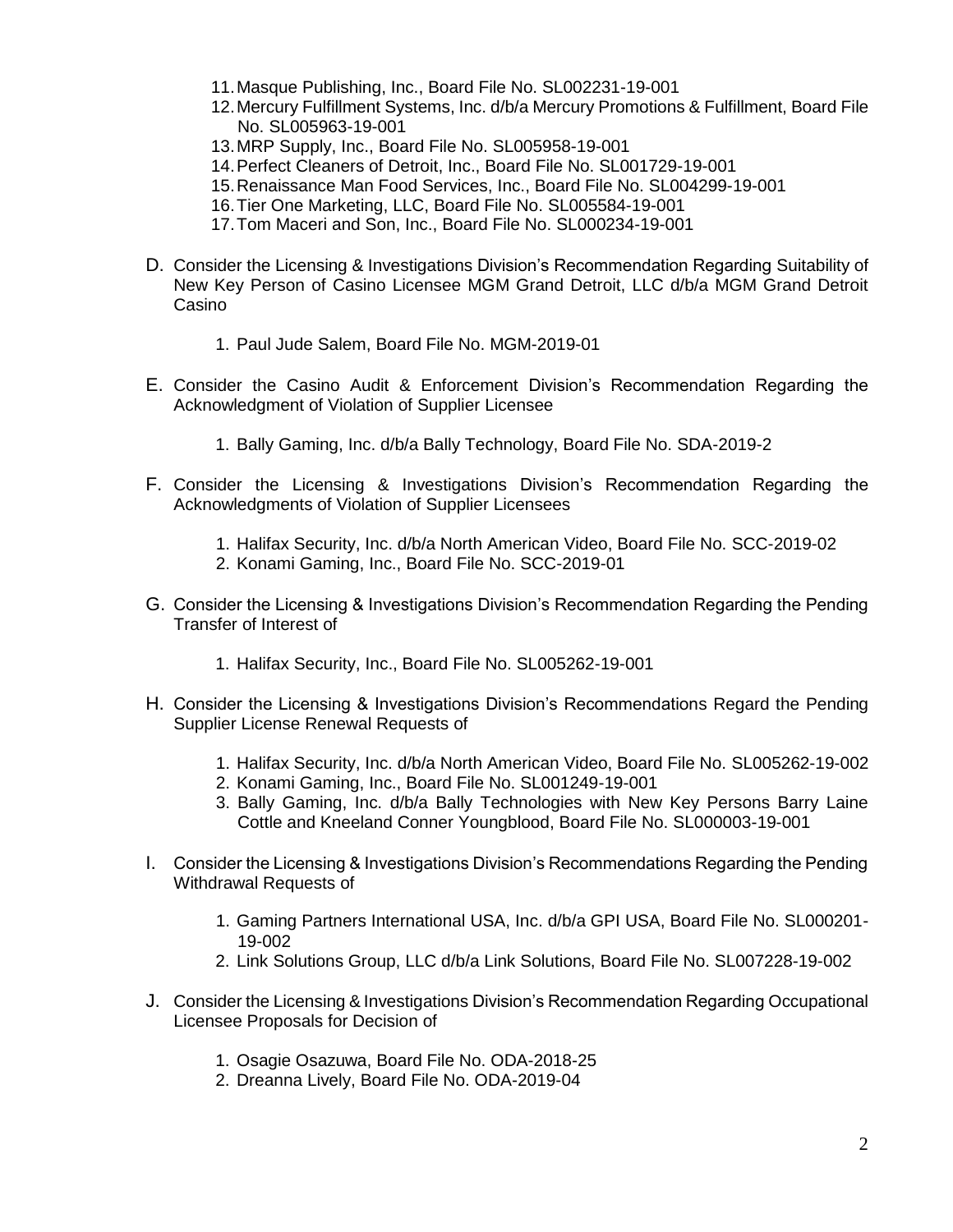11. Masque Publishing, Inc., Board File No. SL002231-19-001
12. Mercury Fulfillment Systems, Inc. d/b/a Mercury Promotions & Fulfillment, Board File No. SL005963-19-001
13. MRP Supply, Inc., Board File No. SL005958-19-001
14. Perfect Cleaners of Detroit, Inc., Board File No. SL001729-19-001
15. Renaissance Man Food Services, Inc., Board File No. SL004299-19-001
16. Tier One Marketing, LLC, Board File No. SL005584-19-001
17. Tom Maceri and Son, Inc., Board File No. SL000234-19-001

D. Consider the Licensing & Investigations Division's Recommendation Regarding Suitability of New Key Person of Casino Licensee MGM Grand Detroit, LLC d/b/a MGM Grand Detroit Casino

   1. Paul Jude Salem, Board File No. MGM-2019-01

E. Consider the Casino Audit & Enforcement Division's Recommendation Regarding the Acknowledgment of Violation of Supplier Licensee

   1. Bally Gaming, Inc. d/b/a Bally Technology, Board File No. SDA-2019-2

F. Consider the Licensing & Investigations Division's Recommendation Regarding the Acknowledgments of Violation of Supplier Licensees

   1. Halifax Security, Inc. d/b/a North American Video, Board File No. SCC-2019-02
   2. Konami Gaming, Inc., Board File No. SCC-2019-01

G. Consider the Licensing & Investigations Division's Recommendation Regarding the Pending Transfer of Interest of

   1. Halifax Security, Inc., Board File No. SL005262-19-001

H. Consider the Licensing & Investigations Division's Recommendations Regard the Pending Supplier License Renewal Requests of

   1. Halifax Security, Inc. d/b/a North American Video, Board File No. SL005262-19-002
   2. Konami Gaming, Inc., Board File No. SL001249-19-001
   3. Bally Gaming, Inc. d/b/a Bally Technologies with New Key Persons Barry Laine Cottle and Kneeland Conner Youngblood, Board File No. SL000003-19-001

I. Consider the Licensing & Investigations Division's Recommendations Regarding the Pending Withdrawal Requests of

   1. Gaming Partners International USA, Inc. d/b/a GPI USA, Board File No. SL000201-19-002
   2. Link Solutions Group, LLC d/b/a Link Solutions, Board File No. SL007228-19-002

J. Consider the Licensing & Investigations Division's Recommendation Regarding Occupational Licensee Proposals for Decision of

   1. Osagie Osazuwa, Board File No. ODA-2018-25
   2. Dreanna Lively, Board File No. ODA-2019-04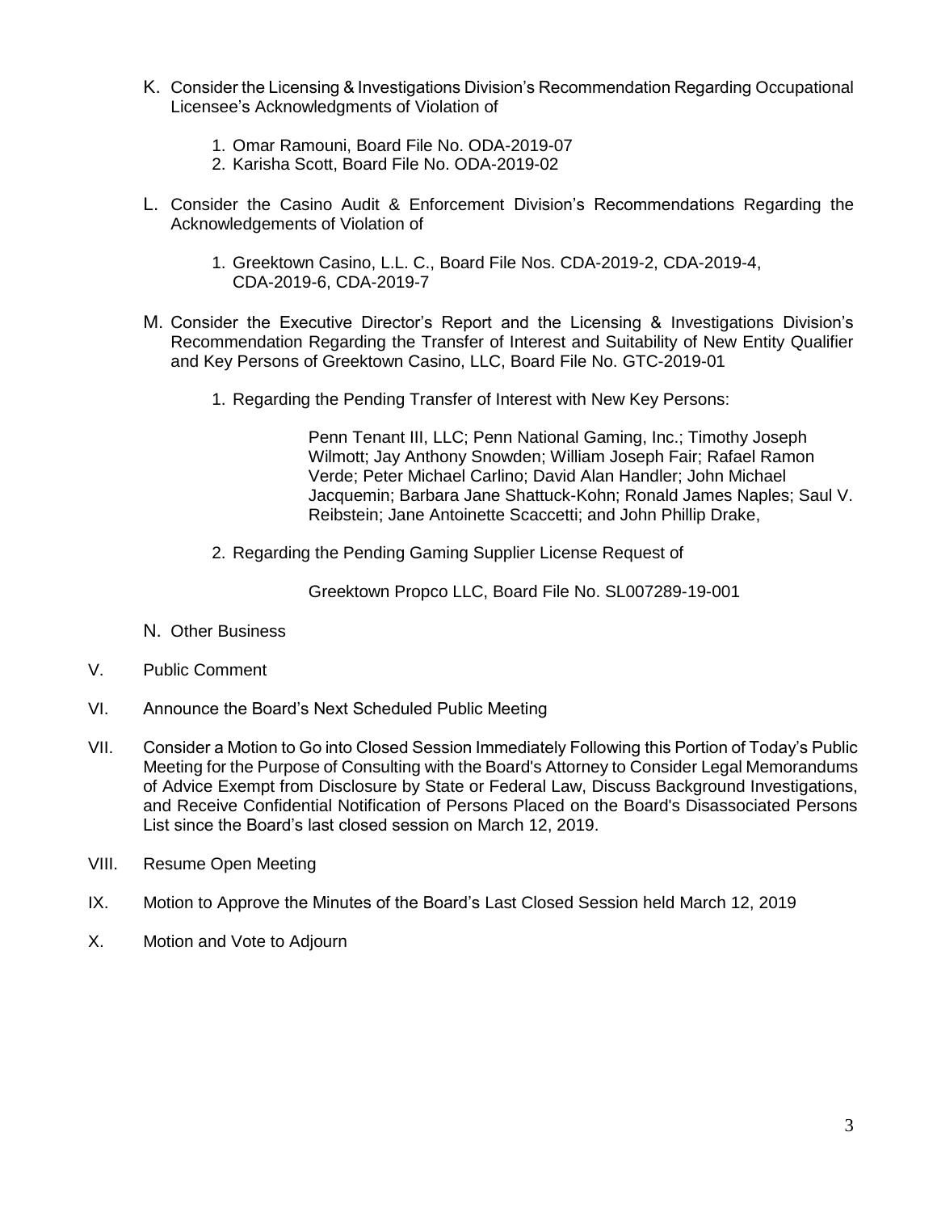K. Consider the Licensing & Investigations Division's Recommendation Regarding Occupational Licensee's Acknowledgments of Violation of

1. Omar Ramouni, Board File No. ODA-2019-07
2. Karisha Scott, Board File No. ODA-2019-02

L. Consider the Casino Audit & Enforcement Division's Recommendations Regarding the Acknowledgements of Violation of

1. Greektown Casino, L.L. C., Board File Nos. CDA-2019-2, CDA-2019-4, CDA-2019-6, CDA-2019-7

M. Consider the Executive Director's Report and the Licensing & Investigations Division's Recommendation Regarding the Transfer of Interest and Suitability of New Entity Qualifier and Key Persons of Greektown Casino, LLC, Board File No. GTC-2019-01

1. Regarding the Pending Transfer of Interest with New Key Persons:

   Penn Tenant III, LLC; Penn National Gaming, Inc.; Timothy Joseph Wilmott; Jay Anthony Snowden; William Joseph Fair; Rafael Ramon Verde; Peter Michael Carlino; David Alan Handler; John Michael Jacquemin; Barbara Jane Shattuck-Kohn; Ronald James Naples; Saul V. Reibstein; Jane Antoinette Scaccetti; and John Phillip Drake,

2. Regarding the Pending Gaming Supplier License Request of

   Greektown Propco LLC, Board File No. SL007289-19-001

N. Other Business

V. Public Comment

VI. Announce the Board's Next Scheduled Public Meeting

VII. Consider a Motion to Go into Closed Session Immediately Following this Portion of Today's Public Meeting for the Purpose of Consulting with the Board's Attorney to Consider Legal Memorandums of Advice Exempt from Disclosure by State or Federal Law, Discuss Background Investigations, and Receive Confidential Notification of Persons Placed on the Board's Disassociated Persons List since the Board's last closed session on March 12, 2019.

VIII. Resume Open Meeting

IX. Motion to Approve the Minutes of the Board's Last Closed Session held March 12, 2019

X. Motion and Vote to Adjourn